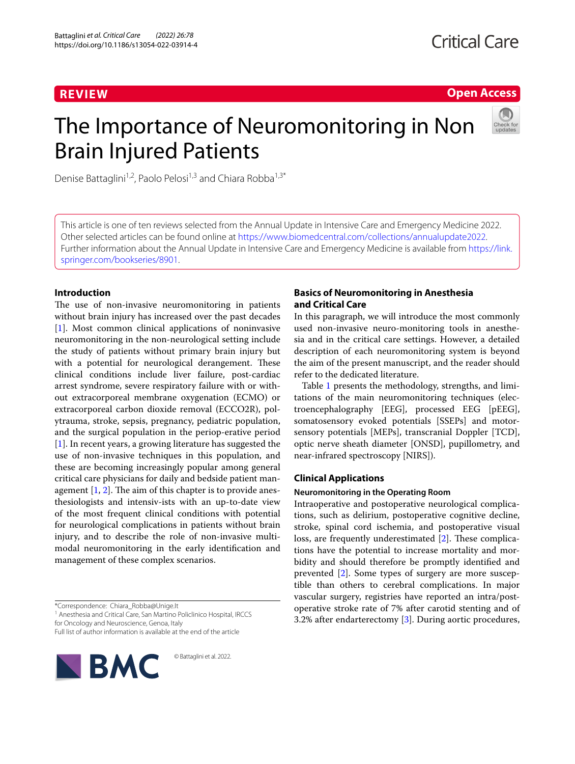REVIEW

Open Access

# The Importance of Neuromonitoring in Non Brain Injured Patients

Denise Battaglini[1,2], Paolo Pelosi[1,3] and Chiara Robba[1,3*]

This article is one of ten reviews selected from the Annual Update in Intensive Care and Emergency Medicine 2022. Other selected articles can be found online at https://www.biomedcentral.com/collections/annualupdate2022. Further information about the Annual Update in Intensive Care and Emergency Medicine is available from https://link.springer.com/bookseries/8901.

## Introduction

The use of non-invasive neuromonitoring in patients without brain injury has increased over the past decades [1]. Most common clinical applications of noninvasive neuromonitoring in the non-neurological setting include the study of patients without primary brain injury but with a potential for neurological derangement. These clinical conditions include liver failure, post-cardiac arrest syndrome, severe respiratory failure with or without extracorporeal membrane oxygenation (ECMO) or extracorporeal carbon dioxide removal (ECCO2R), polytrauma, stroke, sepsis, pregnancy, pediatric population, and the surgical population in the periop-erative period [1]. In recent years, a growing literature has suggested the use of non-invasive techniques in this population, and these are becoming increasingly popular among general critical care physicians for daily and bedside patient management [1, 2]. The aim of this chapter is to provide anesthesiologists and intensiv-ists with an up-to-date view of the most frequent clinical conditions with potential for neurological complications in patients without brain injury, and to describe the role of non-invasive multimodal neuromonitoring in the early identification and management of these complex scenarios.

## Basics of Neuromonitoring in Anesthesia and Critical Care

In this paragraph, we will introduce the most commonly used non-invasive neuro-monitoring tools in anesthesia and in the critical care settings. However, a detailed description of each neuromonitoring system is beyond the aim of the present manuscript, and the reader should refer to the dedicated literature.

Table 1 presents the methodology, strengths, and limitations of the main neuromonitoring techniques (electroencephalography [EEG], processed EEG [pEEG], somatosensory evoked potentials [SSEPs] and motor-sensory potentials [MEPs], transcranial Doppler [TCD], optic nerve sheath diameter [ONSD], pupillometry, and near-infrared spectroscopy [NIRS]).

## Clinical Applications

### Neuromonitoring in the Operating Room

Intraoperative and postoperative neurological complications, such as delirium, postoperative cognitive decline, stroke, spinal cord ischemia, and postoperative visual loss, are frequently underestimated [2]. These complications have the potential to increase mortality and morbidity and should therefore be promptly identified and prevented [2]. Some types of surgery are more susceptible than others to cerebral complications. In major vascular surgery, registries have reported an intra/post-operative stroke rate of 7% after carotid stenting and of 3.2% after endarterectomy [3]. During aortic procedures,

*Correspondence: Chiara_Robba@Unige.It
[1] Anesthesia and Critical Care, San Martino Policlinico Hospital, IRCCS for Oncology and Neuroscience, Genoa, Italy
Full list of author information is available at the end of the article

© Battaglini et al. 2022.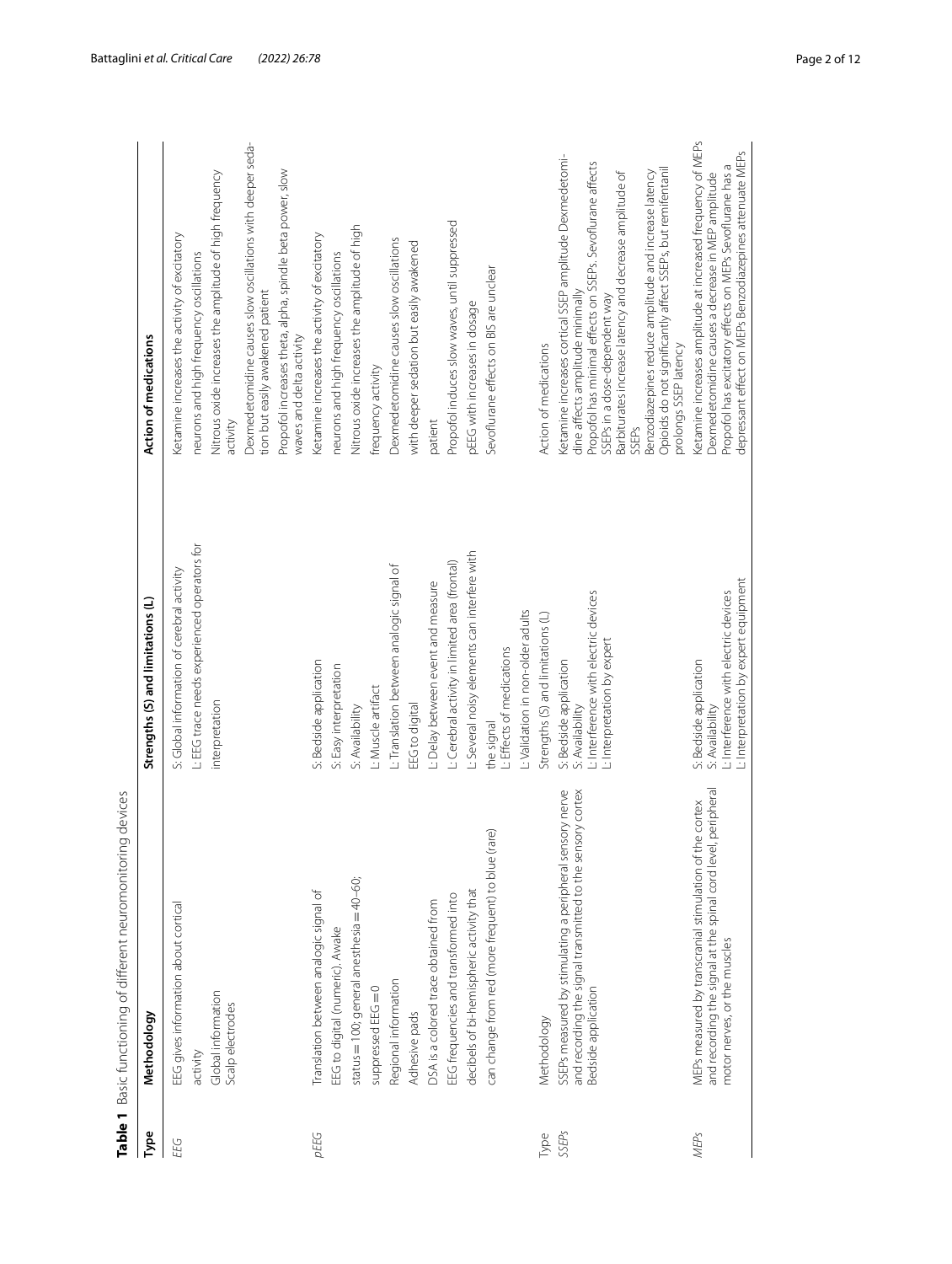**Table 1** Basic functioning of different neuromonitoring devices

| Type | Methodology | Strengths (S) and limitations (L) | Action of medications |
|---|---|---|---|
| EEG | EEG gives information about cortical activity<br>Global information<br>Scalp electrodes | S: Global information of cerebral activity<br>L: EEG trace needs experienced operators for interpretation | Ketamine increases the activity of excitatory neurons and high frequency oscillations<br>Nitrous oxide increases the amplitude of high frequency activity<br>Dexmedetomidine causes slow oscillations with deeper sedation but easily awakened patient<br>Propofol increases theta, alpha, spindle beta power, slow waves and delta activity |
| pEEG | Translation between analogic signal of EEG to digital (numeric). Awake status = 100; general anesthesia = 40–60; suppressed EEG = 0<br>Regional information<br>Adhesive pads<br>DSA is a colored trace obtained from EEG frequencies and transformed into decibels of bi-hemispheric activity that can change from red (more frequent) to blue (rare) | S: Bedside application<br>S: Easy interpretation<br>S: Availability<br>L: Muscle artifact<br>L: Translation between analogic signal of EEG to digital<br>L: Delay between event and measure<br>L: Cerebral activity in limited area (frontal)<br>L: Several noisy elements can interfere with the signal<br>L: Effects of medications<br>L: Validation in non-older adults | Ketamine increases the activity of excitatory neurons and high frequency oscillations<br>Nitrous oxide increases the amplitude of high frequency activity<br>Dexmedetomidine causes slow oscillations with deeper sedation but easily awakened patient<br>Propofol induces slow waves, until suppressed pEEG with increases in dosage<br>Sevoflurane effects on BIS are unclear |
| Type | Methodology | Strengths (S) and limitations (L) | Action of medications |
| SSEPs | SSEPs measured by stimulating a peripheral sensory nerve and recording the signal transmitted to the sensory cortex<br>Bedside application | S: Bedside application<br>S: Availability<br>L: Interference with electric devices<br>L: Interpretation by expert | Ketamine increases cortical SSEP amplitude Dexmedetomidine affects amplitude minimally<br>Propofol has minimal effects on SSEPs. Sevoflurane affects SSEPs in a dose-dependent way<br>Barbiturates increase latency and decrease amplitude of SSEPs<br>Benzodiazepines reduce amplitude and increase latency<br>Opioids do not significantly affect SSEPs, but remifentanil prolongs SSEP latency |
| MEPs | MEPs measured by transcranial stimulation of the cortex and recording the signal at the spinal cord level, peripheral motor nerves, or the muscles | S: Bedside application<br>S: Availability<br>L: Interference with electric devices<br>L: Interpretation by expert equipment | Ketamine increases amplitude at increased frequency of MEPs<br>Dexmedetomidine causes a decrease in MEP amplitude<br>Propofol has excitatory effects on MEPs Sevoflurane has a depressant effect on MEPs Benzodiazepines attenuate MEPs |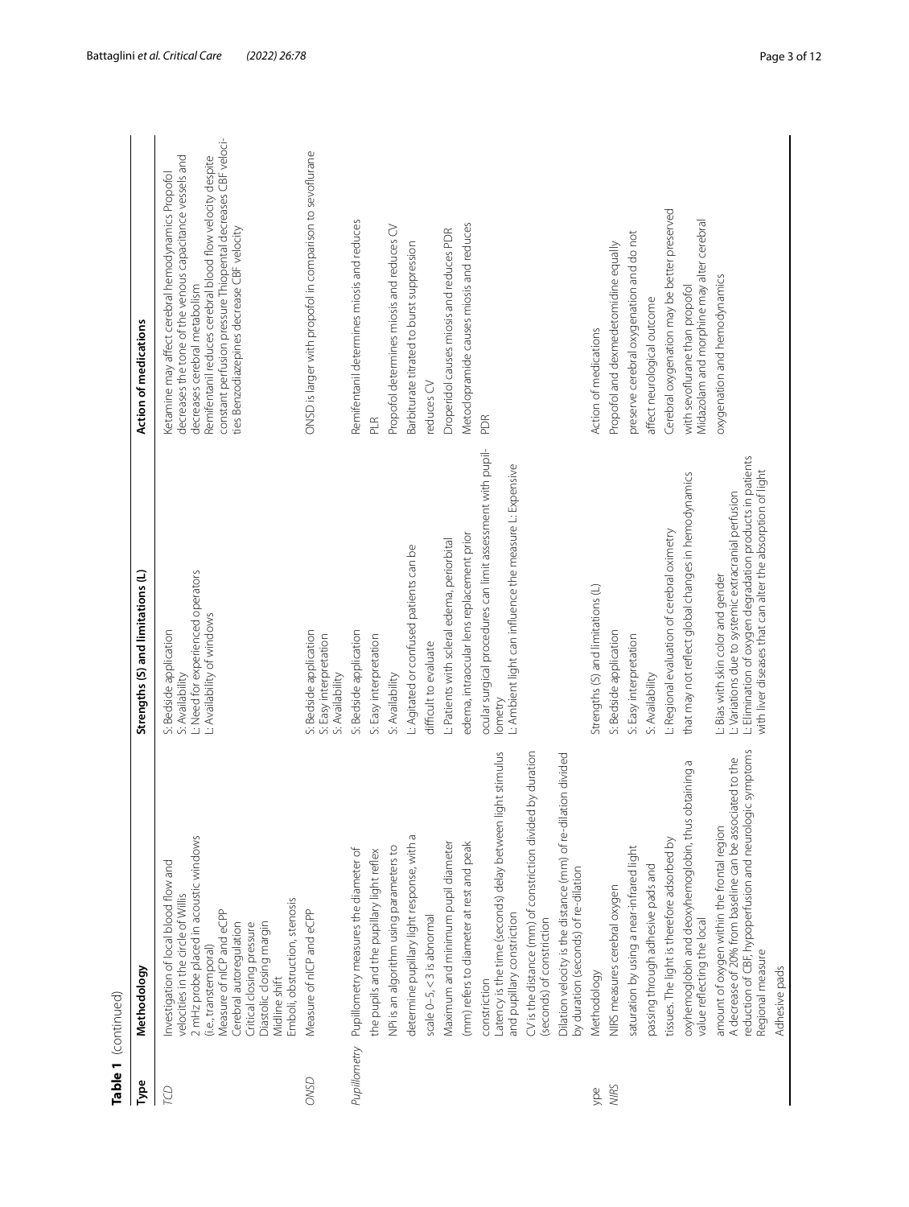**Table 1** (continued)

| Type | Methodology | Strengths (S) and limitations (L) | Action of medications |
|---|---|---|---|
| *TCD* | Investigation of local blood flow and velocities in the circle of Willis<br>2 mHz probe placed in acoustic windows (i.e., transtemporal)<br>Measure of nICP and eCPP<br>Cerebral autoregulation<br>Critical closing pressure<br>Diastolic closing margin<br>Midline shift<br>Emboli, obstruction, stenosis | S: Bedside application<br>S: Availability<br>L: Need for experienced operators<br>L: Availability of windows | Ketamine may affect cerebral hemodynamics Propofol decreases the tone of the venous capacitance vessels and decreases cerebral metabolism<br>Remifentanil reduces cerebral blood flow velocity despite constant perfusion pressure Thiopental decreases CBF velocities Benzodiazepines decrease CBF velocity |
| *ONSD* | Measure of nICP and eCPP | S: Bedside application<br>S: Easy interpretation<br>S: Availability | ONSD is larger with propofol in comparison to sevoflurane |
| *Pupillometry* | Pupillometry measures the diameter of the pupils and the pupillary light reflex<br>NPi is an algorithm using parameters to determine pupillary light response, with a scale 0–5, < 3 is abnormal<br>Maximum and minimum pupil diameter (mm) refers to diameter at rest and peak constriction<br>Latency is the time (seconds) delay between light stimulus and pupillary constriction<br>CV is the distance (mm) of constriction divided by duration (seconds) of constriction<br>Dilation velocity is the distance (mm) of re-dilation divided by duration (seconds) of re-dilation | S: Bedside application<br>S: Easy interpretation<br>S: Availability<br>L: Agitated or confused patients can be difficult to evaluate<br>L: Patients with scleral edema, periorbital edema, intraocular lens replacement prior ocular surgical procedures can limit assessment with pupillometry<br>L: Ambient light can influence the measure L: Expensive | Remifentanil determines miosis and reduces PLR<br>Propofol determines miosis and reduces CV<br>Barbiturate titrated to burst suppression reduces CV<br>Droperidol causes miosis and reduces PDR<br>Metoclopramide causes miosis and reduces PDR |
| ype | Methodology | Strengths (S) and limitations (L) | Action of medications |
| *NIRS* | NIRS measures cerebral oxygen saturation by using a near-infrared light passing through adhesive pads and tissues. The light is therefore adsorbed by oxyhemoglobin and deoxyhemoglobin, thus obtaining a value reflecting the local amount of oxygen within the frontal region<br>A decrease of 20% from baseline can be associated to the reduction of CBF, hypoperfusion and neurologic symptoms<br>Regional measure<br>Adhesive pads | S: Bedside application<br>S: Easy interpretation<br>S: Availability<br>L: Regional evaluation of cerebral oximetry that may not reflect global changes in hemodynamics<br>L: Bias with skin color and gender<br>L: Variations due to systemic extracranial perfusion<br>L: Elimination of oxygen degradation products in patients with liver diseases that can alter the absorption of light | Propofol and dexmedetomidine equally preserve cerebral oxygenation and do not affect neurological outcome<br>Cerebral oxygenation may be better preserved with sevoflurane than propofol<br>Midazolam and morphine may alter cerebral oxygenation and hemodynamics |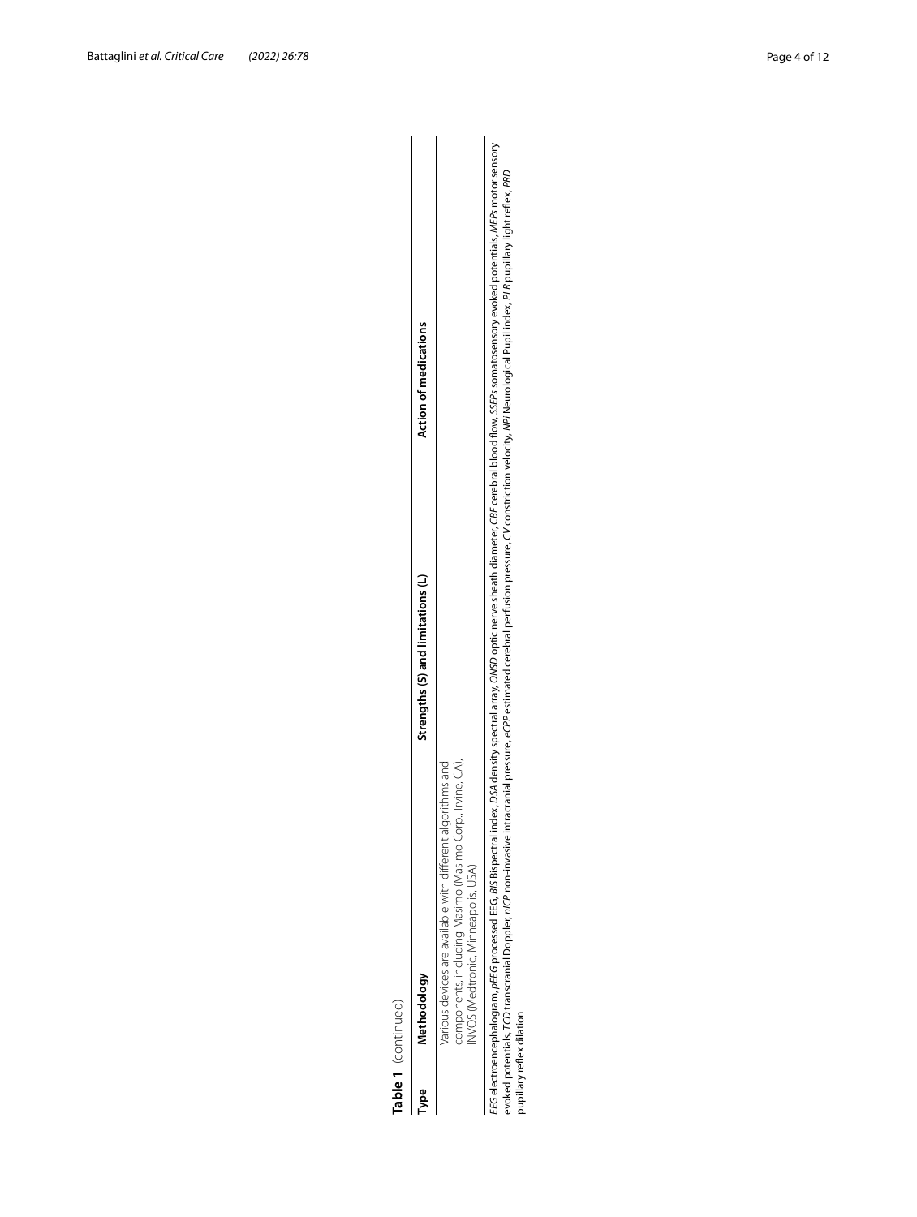**Table 1** (continued)

| Type | Methodology | Strengths (S) and limitations (L) | Action of medications |
|---|---|---|---|
| | Various devices are available with different algorithms and components, including Masimo (Masimo Corp., Irvine, CA), INVOS (Medtronic, Minneapolis, USA) | | |

*EEG* electroencephalogram, *pEEG* processed EEG, *BIS* Bispectral index, *DSA* density spectral array, *ONSD* optic nerve sheath diameter, *CBF* cerebral blood flow, *SSEPs* somatosensory evoked potentials, *MEPs* motor sensory evoked potentials, *TCD* transcranial Doppler, *nICP* non-invasive intracranial pressure, *eCPP* estimated cerebral perfusion pressure, *CV* constriction velocity, *NPi* Neurological Pupil index, *PLR* pupillary light reflex, *PRD* pupillary reflex dilation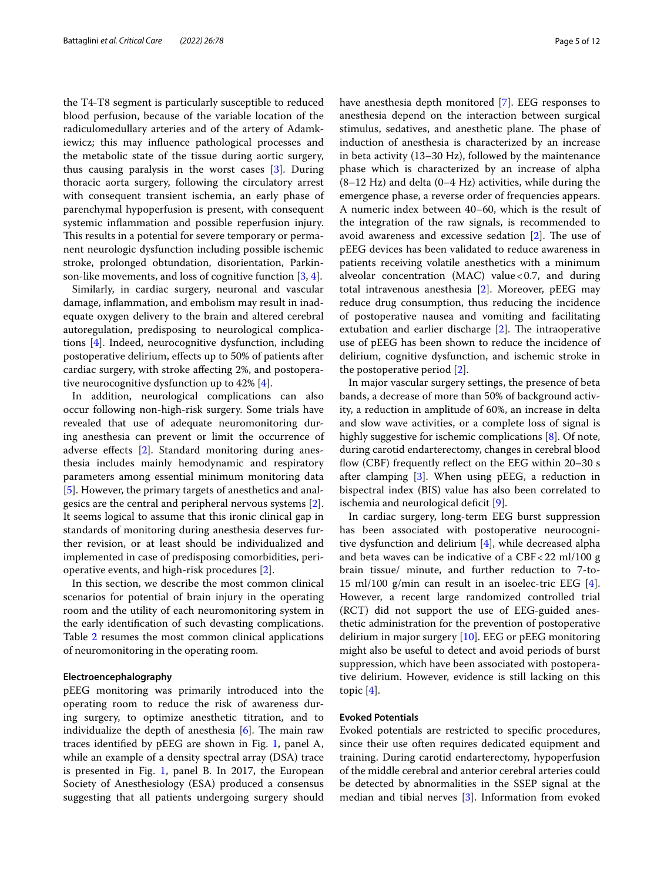the T4-T8 segment is particularly susceptible to reduced blood perfusion, because of the variable location of the radiculomedullary arteries and of the artery of Adamkiewicz; this may influence pathological processes and the metabolic state of the tissue during aortic surgery, thus causing paralysis in the worst cases [3]. During thoracic aorta surgery, following the circulatory arrest with consequent transient ischemia, an early phase of parenchymal hypoperfusion is present, with consequent systemic inflammation and possible reperfusion injury. This results in a potential for severe temporary or permanent neurologic dysfunction including possible ischemic stroke, prolonged obtundation, disorientation, Parkinson-like movements, and loss of cognitive function [3, 4].

Similarly, in cardiac surgery, neuronal and vascular damage, inflammation, and embolism may result in inadequate oxygen delivery to the brain and altered cerebral autoregulation, predisposing to neurological complications [4]. Indeed, neurocognitive dysfunction, including postoperative delirium, effects up to 50% of patients after cardiac surgery, with stroke affecting 2%, and postoperative neurocognitive dysfunction up to 42% [4].

In addition, neurological complications can also occur following non-high-risk surgery. Some trials have revealed that use of adequate neuromonitoring during anesthesia can prevent or limit the occurrence of adverse effects [2]. Standard monitoring during anesthesia includes mainly hemodynamic and respiratory parameters among essential minimum monitoring data [5]. However, the primary targets of anesthetics and analgesics are the central and peripheral nervous systems [2]. It seems logical to assume that this ironic clinical gap in standards of monitoring during anesthesia deserves further revision, or at least should be individualized and implemented in case of predisposing comorbidities, perioperative events, and high-risk procedures [2].

In this section, we describe the most common clinical scenarios for potential of brain injury in the operating room and the utility of each neuromonitoring system in the early identification of such devasting complications. Table 2 resumes the most common clinical applications of neuromonitoring in the operating room.

#### Electroencephalography

pEEG monitoring was primarily introduced into the operating room to reduce the risk of awareness during surgery, to optimize anesthetic titration, and to individualize the depth of anesthesia [6]. The main raw traces identified by pEEG are shown in Fig. 1, panel A, while an example of a density spectral array (DSA) trace is presented in Fig. 1, panel B. In 2017, the European Society of Anesthesiology (ESA) produced a consensus suggesting that all patients undergoing surgery should have anesthesia depth monitored [7]. EEG responses to anesthesia depend on the interaction between surgical stimulus, sedatives, and anesthetic plane. The phase of induction of anesthesia is characterized by an increase in beta activity (13–30 Hz), followed by the maintenance phase which is characterized by an increase of alpha (8–12 Hz) and delta (0–4 Hz) activities, while during the emergence phase, a reverse order of frequencies appears. A numeric index between 40–60, which is the result of the integration of the raw signals, is recommended to avoid awareness and excessive sedation [2]. The use of pEEG devices has been validated to reduce awareness in patients receiving volatile anesthetics with a minimum alveolar concentration (MAC) value < 0.7, and during total intravenous anesthesia [2]. Moreover, pEEG may reduce drug consumption, thus reducing the incidence of postoperative nausea and vomiting and facilitating extubation and earlier discharge [2]. The intraoperative use of pEEG has been shown to reduce the incidence of delirium, cognitive dysfunction, and ischemic stroke in the postoperative period [2].

In major vascular surgery settings, the presence of beta bands, a decrease of more than 50% of background activity, a reduction in amplitude of 60%, an increase in delta and slow wave activities, or a complete loss of signal is highly suggestive for ischemic complications [8]. Of note, during carotid endarterectomy, changes in cerebral blood flow (CBF) frequently reflect on the EEG within 20–30 s after clamping [3]. When using pEEG, a reduction in bispectral index (BIS) value has also been correlated to ischemia and neurological deficit [9].

In cardiac surgery, long-term EEG burst suppression has been associated with postoperative neurocognitive dysfunction and delirium [4], while decreased alpha and beta waves can be indicative of a CBF < 22 ml/100 g brain tissue/ minute, and further reduction to 7-to-15 ml/100 g/min can result in an isoelec-tric EEG [4]. However, a recent large randomized controlled trial (RCT) did not support the use of EEG-guided anesthetic administration for the prevention of postoperative delirium in major surgery [10]. EEG or pEEG monitoring might also be useful to detect and avoid periods of burst suppression, which have been associated with postoperative delirium. However, evidence is still lacking on this topic [4].

#### Evoked Potentials

Evoked potentials are restricted to specific procedures, since their use often requires dedicated equipment and training. During carotid endarterectomy, hypoperfusion of the middle cerebral and anterior cerebral arteries could be detected by abnormalities in the SSEP signal at the median and tibial nerves [3]. Information from evoked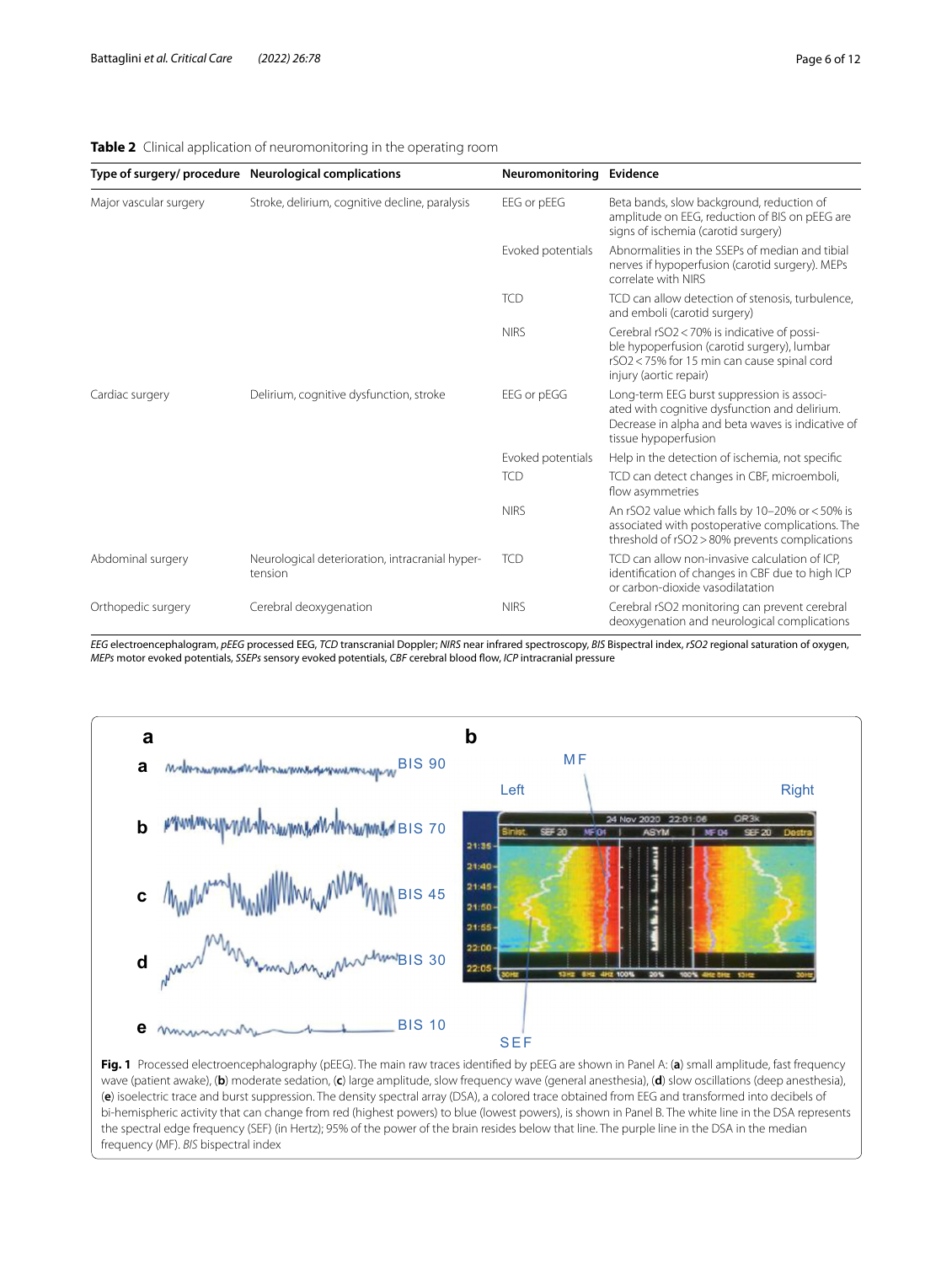**Table 2** Clinical application of neuromonitoring in the operating room

| Type of surgery/ procedure | Neurological complications | Neuromonitoring | Evidence |
|---|---|---|---|
| Major vascular surgery | Stroke, delirium, cognitive decline, paralysis | EEG or pEEG | Beta bands, slow background, reduction of amplitude on EEG, reduction of BIS on pEEG are signs of ischemia (carotid surgery) |
| | | Evoked potentials | Abnormalities in the SSEPs of median and tibial nerves if hypoperfusion (carotid surgery). MEPs correlate with NIRS |
| | | TCD | TCD can allow detection of stenosis, turbulence, and emboli (carotid surgery) |
| | | NIRS | Cerebral rSO2 < 70% is indicative of possible hypoperfusion (carotid surgery), lumbar rSO2 < 75% for 15 min can cause spinal cord injury (aortic repair) |
| Cardiac surgery | Delirium, cognitive dysfunction, stroke | EEG or pEGG | Long-term EEG burst suppression is associated with cognitive dysfunction and delirium. Decrease in alpha and beta waves is indicative of tissue hypoperfusion |
| | | Evoked potentials | Help in the detection of ischemia, not specific |
| | | TCD | TCD can detect changes in CBF, microemboli, flow asymmetries |
| | | NIRS | An rSO2 value which falls by 10–20% or < 50% is associated with postoperative complications. The threshold of rSO2 > 80% prevents complications |
| Abdominal surgery | Neurological deterioration, intracranial hypertension | TCD | TCD can allow non-invasive calculation of ICP, identification of changes in CBF due to high ICP or carbon-dioxide vasodilatation |
| Orthopedic surgery | Cerebral deoxygenation | NIRS | Cerebral rSO2 monitoring can prevent cerebral deoxygenation and neurological complications |

*EEG* electroencephalogram, *pEEG* processed EEG, *TCD* transcranial Doppler; *NIRS* near infrared spectroscopy, *BIS* Bispectral index, *rSO2* regional saturation of oxygen, *MEPs* motor evoked potentials, *SSEPs* sensory evoked potentials, *CBF* cerebral blood flow, *ICP* intracranial pressure

**Fig. 1** Processed electroencephalography (pEEG). The main raw traces identified by pEEG are shown in Panel A: (**a**) small amplitude, fast frequency wave (patient awake), (**b**) moderate sedation, (**c**) large amplitude, slow frequency wave (general anesthesia), (**d**) slow oscillations (deep anesthesia), (**e**) isoelectric trace and burst suppression. The density spectral array (DSA), a colored trace obtained from EEG and transformed into decibels of bi-hemispheric activity that can change from red (highest powers) to blue (lowest powers), is shown in Panel B. The white line in the DSA represents the spectral edge frequency (SEF) (in Hertz); 95% of the power of the brain resides below that line. The purple line in the DSA in the median frequency (MF). *BIS* bispectral index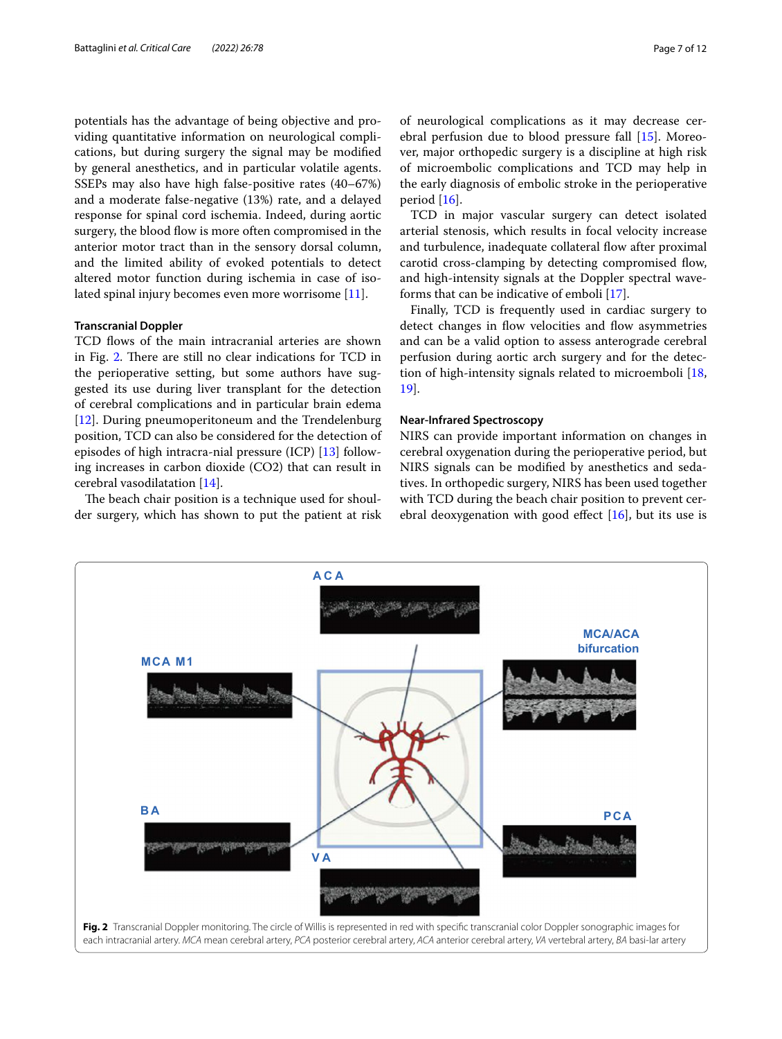potentials has the advantage of being objective and providing quantitative information on neurological complications, but during surgery the signal may be modified by general anesthetics, and in particular volatile agents. SSEPs may also have high false-positive rates (40–67%) and a moderate false-negative (13%) rate, and a delayed response for spinal cord ischemia. Indeed, during aortic surgery, the blood flow is more often compromised in the anterior motor tract than in the sensory dorsal column, and the limited ability of evoked potentials to detect altered motor function during ischemia in case of isolated spinal injury becomes even more worrisome [11].

### Transcranial Doppler

TCD flows of the main intracranial arteries are shown in Fig. 2. There are still no clear indications for TCD in the perioperative setting, but some authors have suggested its use during liver transplant for the detection of cerebral complications and in particular brain edema [12]. During pneumoperitoneum and the Trendelenburg position, TCD can also be considered for the detection of episodes of high intracra-nial pressure (ICP) [13] following increases in carbon dioxide ($CO_2$) that can result in cerebral vasodilatation [14].

The beach chair position is a technique used for shoulder surgery, which has shown to put the patient at risk of neurological complications as it may decrease cerebral perfusion due to blood pressure fall [15]. Moreover, major orthopedic surgery is a discipline at high risk of microembolic complications and TCD may help in the early diagnosis of embolic stroke in the perioperative period [16].

TCD in major vascular surgery can detect isolated arterial stenosis, which results in focal velocity increase and turbulence, inadequate collateral flow after proximal carotid cross-clamping by detecting compromised flow, and high-intensity signals at the Doppler spectral waveforms that can be indicative of emboli [17].

Finally, TCD is frequently used in cardiac surgery to detect changes in flow velocities and flow asymmetries and can be a valid option to assess anterograde cerebral perfusion during aortic arch surgery and for the detection of high-intensity signals related to microemboli [18, 19].

### Near-Infrared Spectroscopy

NIRS can provide important information on changes in cerebral oxygenation during the perioperative period, but NIRS signals can be modified by anesthetics and sedatives. In orthopedic surgery, NIRS has been used together with TCD during the beach chair position to prevent cerebral deoxygenation with good effect [16], but its use is

**Fig. 2** Transcranial Doppler monitoring. The circle of Willis is represented in red with specific transcranial color Doppler sonographic images for each intracranial artery. *MCA* mean cerebral artery, *PCA* posterior cerebral artery, *ACA* anterior cerebral artery, *VA* vertebral artery, *BA* basi-lar artery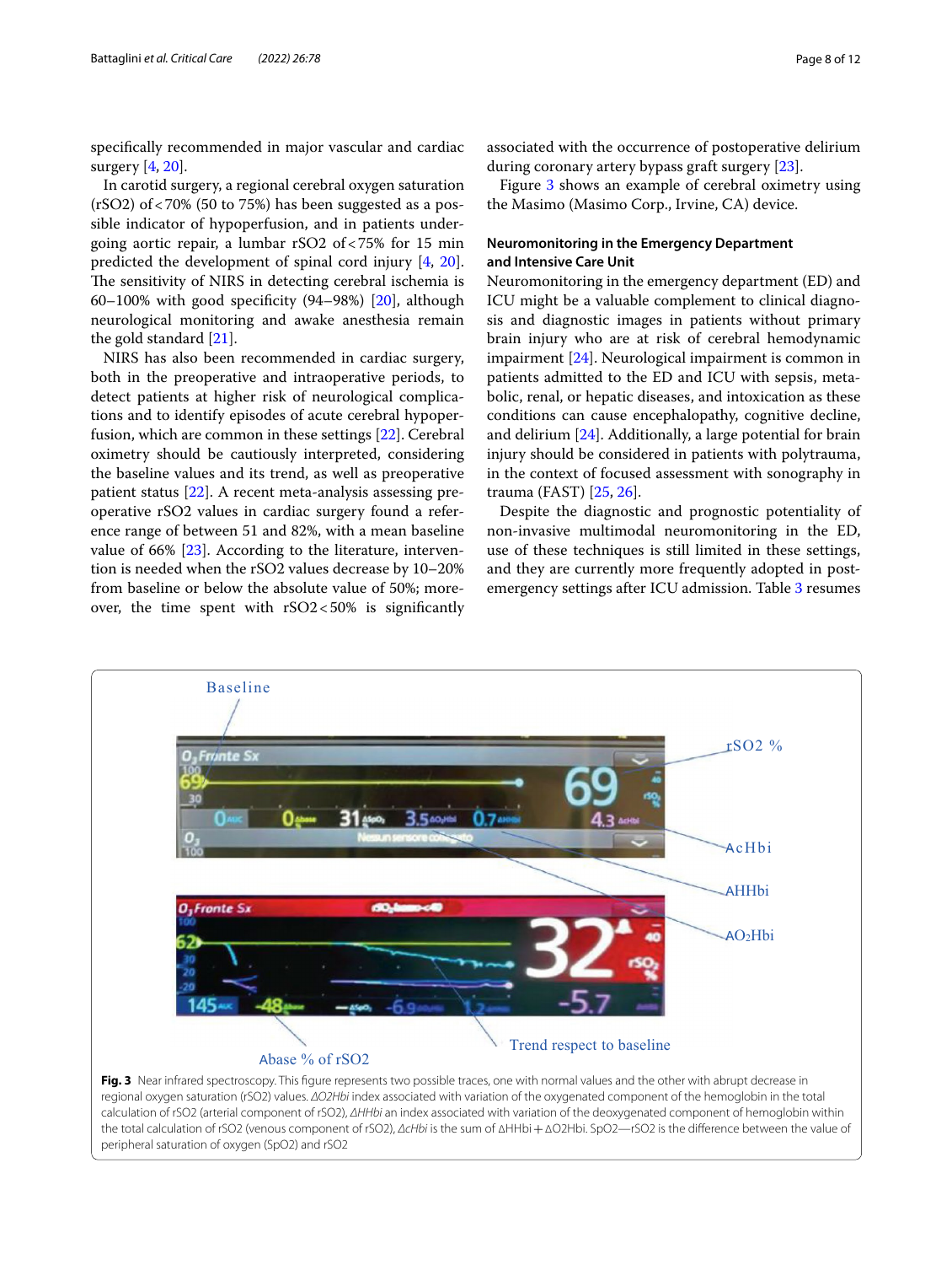specifically recommended in major vascular and cardiac surgery [4, 20].

In carotid surgery, a regional cerebral oxygen saturation (rSO2) of < 70% (50 to 75%) has been suggested as a possible indicator of hypoperfusion, and in patients undergoing aortic repair, a lumbar rSO2 of < 75% for 15 min predicted the development of spinal cord injury [4, 20]. The sensitivity of NIRS in detecting cerebral ischemia is 60–100% with good specificity (94–98%) [20], although neurological monitoring and awake anesthesia remain the gold standard [21].

NIRS has also been recommended in cardiac surgery, both in the preoperative and intraoperative periods, to detect patients at higher risk of neurological complications and to identify episodes of acute cerebral hypoperfusion, which are common in these settings [22]. Cerebral oximetry should be cautiously interpreted, considering the baseline values and its trend, as well as preoperative patient status [22]. A recent meta-analysis assessing preoperative rSO2 values in cardiac surgery found a reference range of between 51 and 82%, with a mean baseline value of 66% [23]. According to the literature, intervention is needed when the rSO2 values decrease by 10–20% from baseline or below the absolute value of 50%; moreover, the time spent with rSO2 < 50% is significantly associated with the occurrence of postoperative delirium during coronary artery bypass graft surgery [23].

Figure 3 shows an example of cerebral oximetry using the Masimo (Masimo Corp., Irvine, CA) device.

### Neuromonitoring in the Emergency Department and Intensive Care Unit

Neuromonitoring in the emergency department (ED) and ICU might be a valuable complement to clinical diagnosis and diagnostic images in patients without primary brain injury who are at risk of cerebral hemodynamic impairment [24]. Neurological impairment is common in patients admitted to the ED and ICU with sepsis, metabolic, renal, or hepatic diseases, and intoxication as these conditions can cause encephalopathy, cognitive decline, and delirium [24]. Additionally, a large potential for brain injury should be considered in patients with polytrauma, in the context of focused assessment with sonography in trauma (FAST) [25, 26].

Despite the diagnostic and prognostic potentiality of non-invasive multimodal neuromonitoring in the ED, use of these techniques is still limited in these settings, and they are currently more frequently adopted in post-emergency settings after ICU admission. Table 3 resumes

**Fig. 3** Near infrared spectroscopy. This figure represents two possible traces, one with normal values and the other with abrupt decrease in regional oxygen saturation (rSO2) values. *ΔO2Hbi* index associated with variation of the oxygenated component of the hemoglobin in the total calculation of rSO2 (arterial component of rSO2), *ΔHHbi* an index associated with variation of the deoxygenated component of hemoglobin within the total calculation of rSO2 (venous component of rSO2), *ΔcHbi* is the sum of ΔHHbi + ΔO2Hbi. SpO2—rSO2 is the difference between the value of peripheral saturation of oxygen (SpO2) and rSO2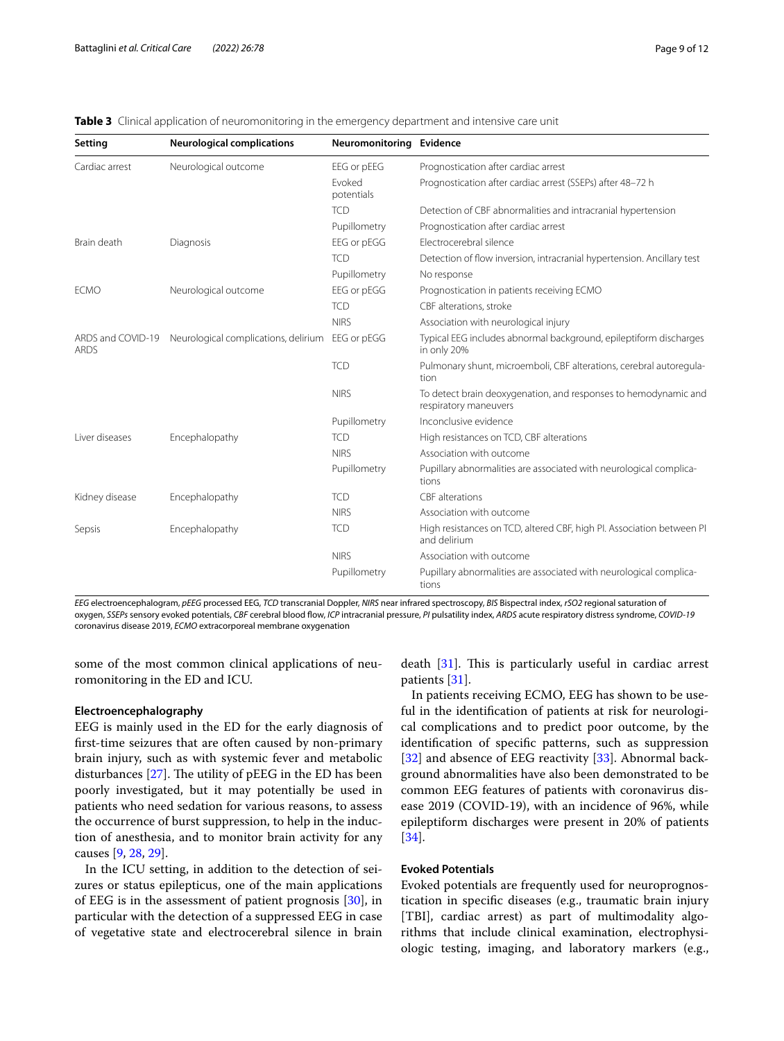**Table 3** Clinical application of neuromonitoring in the emergency department and intensive care unit

| Setting | Neurological complications | Neuromonitoring | Evidence |
|---|---|---|---|
| Cardiac arrest | Neurological outcome | EEG or pEEG | Prognostication after cardiac arrest |
| | | Evoked potentials | Prognostication after cardiac arrest (SSEPs) after 48–72 h |
| | | TCD | Detection of CBF abnormalities and intracranial hypertension |
| | | Pupillometry | Prognostication after cardiac arrest |
| Brain death | Diagnosis | EEG or pEGG | Electrocerebral silence |
| | | TCD | Detection of flow inversion, intracranial hypertension. Ancillary test |
| | | Pupillometry | No response |
| ECMO | Neurological outcome | EEG or pEGG | Prognostication in patients receiving ECMO |
| | | TCD | CBF alterations, stroke |
| | | NIRS | Association with neurological injury |
| ARDS and COVID-19 ARDS | Neurological complications, delirium | EEG or pEGG | Typical EEG includes abnormal background, epileptiform discharges in only 20% |
| | | TCD | Pulmonary shunt, microemboli, CBF alterations, cerebral autoregulation |
| | | NIRS | To detect brain deoxygenation, and responses to hemodynamic and respiratory maneuvers |
| | | Pupillometry | Inconclusive evidence |
| Liver diseases | Encephalopathy | TCD | High resistances on TCD, CBF alterations |
| | | NIRS | Association with outcome |
| | | Pupillometry | Pupillary abnormalities are associated with neurological complications |
| Kidney disease | Encephalopathy | TCD | CBF alterations |
| | | NIRS | Association with outcome |
| Sepsis | Encephalopathy | TCD | High resistances on TCD, altered CBF, high PI. Association between PI and delirium |
| | | NIRS | Association with outcome |
| | | Pupillometry | Pupillary abnormalities are associated with neurological complications |

*EEG* electroencephalogram, *pEEG* processed EEG, *TCD* transcranial Doppler, *NIRS* near infrared spectroscopy, *BIS* Bispectral index, *rSO2* regional saturation of oxygen, *SSEPs* sensory evoked potentials, *CBF* cerebral blood flow, *ICP* intracranial pressure, *PI* pulsatility index, *ARDS* acute respiratory distress syndrome, *COVID-19* coronavirus disease 2019, *ECMO* extracorporeal membrane oxygenation

some of the most common clinical applications of neuromonitoring in the ED and ICU.

#### Electroencephalography

EEG is mainly used in the ED for the early diagnosis of first-time seizures that are often caused by non-primary brain injury, such as with systemic fever and metabolic disturbances [27]. The utility of pEEG in the ED has been poorly investigated, but it may potentially be used in patients who need sedation for various reasons, to assess the occurrence of burst suppression, to help in the induction of anesthesia, and to monitor brain activity for any causes [9, 28, 29].

In the ICU setting, in addition to the detection of seizures or status epilepticus, one of the main applications of EEG is in the assessment of patient prognosis [30], in particular with the detection of a suppressed EEG in case of vegetative state and electrocerebral silence in brain death [31]. This is particularly useful in cardiac arrest patients [31].

In patients receiving ECMO, EEG has shown to be useful in the identification of patients at risk for neurological complications and to predict poor outcome, by the identification of specific patterns, such as suppression [32] and absence of EEG reactivity [33]. Abnormal background abnormalities have also been demonstrated to be common EEG features of patients with coronavirus disease 2019 (COVID-19), with an incidence of 96%, while epileptiform discharges were present in 20% of patients [34].

#### Evoked Potentials

Evoked potentials are frequently used for neuroprognostication in specific diseases (e.g., traumatic brain injury [TBI], cardiac arrest) as part of multimodality algorithms that include clinical examination, electrophysiologic testing, imaging, and laboratory markers (e.g.,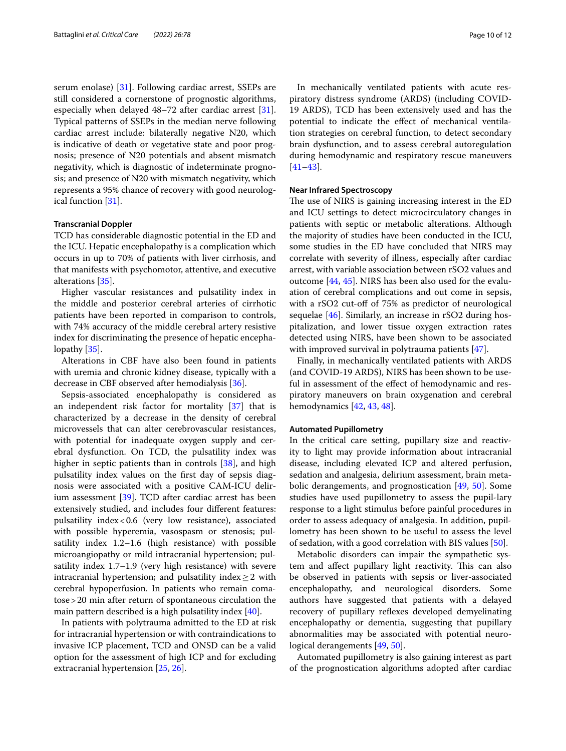serum enolase) [31]. Following cardiac arrest, SSEPs are still considered a cornerstone of prognostic algorithms, especially when delayed 48–72 after cardiac arrest [31]. Typical patterns of SSEPs in the median nerve following cardiac arrest include: bilaterally negative N20, which is indicative of death or vegetative state and poor prognosis; presence of N20 potentials and absent mismatch negativity, which is diagnostic of indeterminate prognosis; and presence of N20 with mismatch negativity, which represents a 95% chance of recovery with good neurological function [31].

#### Transcranial Doppler

TCD has considerable diagnostic potential in the ED and the ICU. Hepatic encephalopathy is a complication which occurs in up to 70% of patients with liver cirrhosis, and that manifests with psychomotor, attentive, and executive alterations [35].

Higher vascular resistances and pulsatility index in the middle and posterior cerebral arteries of cirrhotic patients have been reported in comparison to controls, with 74% accuracy of the middle cerebral artery resistive index for discriminating the presence of hepatic encephalopathy [35].

Alterations in CBF have also been found in patients with uremia and chronic kidney disease, typically with a decrease in CBF observed after hemodialysis [36].

Sepsis-associated encephalopathy is considered as an independent risk factor for mortality [37] that is characterized by a decrease in the density of cerebral microvessels that can alter cerebrovascular resistances, with potential for inadequate oxygen supply and cerebral dysfunction. On TCD, the pulsatility index was higher in septic patients than in controls [38], and high pulsatility index values on the first day of sepsis diagnosis were associated with a positive CAM-ICU delirium assessment [39]. TCD after cardiac arrest has been extensively studied, and includes four different features: pulsatility index < 0.6 (very low resistance), associated with possible hyperemia, vasospasm or stenosis; pulsatility index 1.2–1.6 (high resistance) with possible microangiopathy or mild intracranial hypertension; pulsatility index 1.7–1.9 (very high resistance) with severe intracranial hypertension; and pulsatility index ≥ 2 with cerebral hypoperfusion. In patients who remain comatose > 20 min after return of spontaneous circulation the main pattern described is a high pulsatility index [40].

In patients with polytrauma admitted to the ED at risk for intracranial hypertension or with contraindications to invasive ICP placement, TCD and ONSD can be a valid option for the assessment of high ICP and for excluding extracranial hypertension [25, 26].

In mechanically ventilated patients with acute respiratory distress syndrome (ARDS) (including COVID-19 ARDS), TCD has been extensively used and has the potential to indicate the effect of mechanical ventilation strategies on cerebral function, to detect secondary brain dysfunction, and to assess cerebral autoregulation during hemodynamic and respiratory rescue maneuvers [41–43].

#### Near Infrared Spectroscopy

The use of NIRS is gaining increasing interest in the ED and ICU settings to detect microcirculatory changes in patients with septic or metabolic alterations. Although the majority of studies have been conducted in the ICU, some studies in the ED have concluded that NIRS may correlate with severity of illness, especially after cardiac arrest, with variable association between rSO2 values and outcome [44, 45]. NIRS has been also used for the evaluation of cerebral complications and out come in sepsis, with a rSO2 cut-off of 75% as predictor of neurological sequelae [46]. Similarly, an increase in rSO2 during hospitalization, and lower tissue oxygen extraction rates detected using NIRS, have been shown to be associated with improved survival in polytrauma patients [47].

Finally, in mechanically ventilated patients with ARDS (and COVID-19 ARDS), NIRS has been shown to be useful in assessment of the effect of hemodynamic and respiratory maneuvers on brain oxygenation and cerebral hemodynamics [42, 43, 48].

#### Automated Pupillometry

In the critical care setting, pupillary size and reactivity to light may provide information about intracranial disease, including elevated ICP and altered perfusion, sedation and analgesia, delirium assessment, brain metabolic derangements, and prognostication [49, 50]. Some studies have used pupillometry to assess the pupil-lary response to a light stimulus before painful procedures in order to assess adequacy of analgesia. In addition, pupillometry has been shown to be useful to assess the level of sedation, with a good correlation with BIS values [50].

Metabolic disorders can impair the sympathetic system and affect pupillary light reactivity. This can also be observed in patients with sepsis or liver-associated encephalopathy, and neurological disorders. Some authors have suggested that patients with a delayed recovery of pupillary reflexes developed demyelinating encephalopathy or dementia, suggesting that pupillary abnormalities may be associated with potential neurological derangements [49, 50].

Automated pupillometry is also gaining interest as part of the prognostication algorithms adopted after cardiac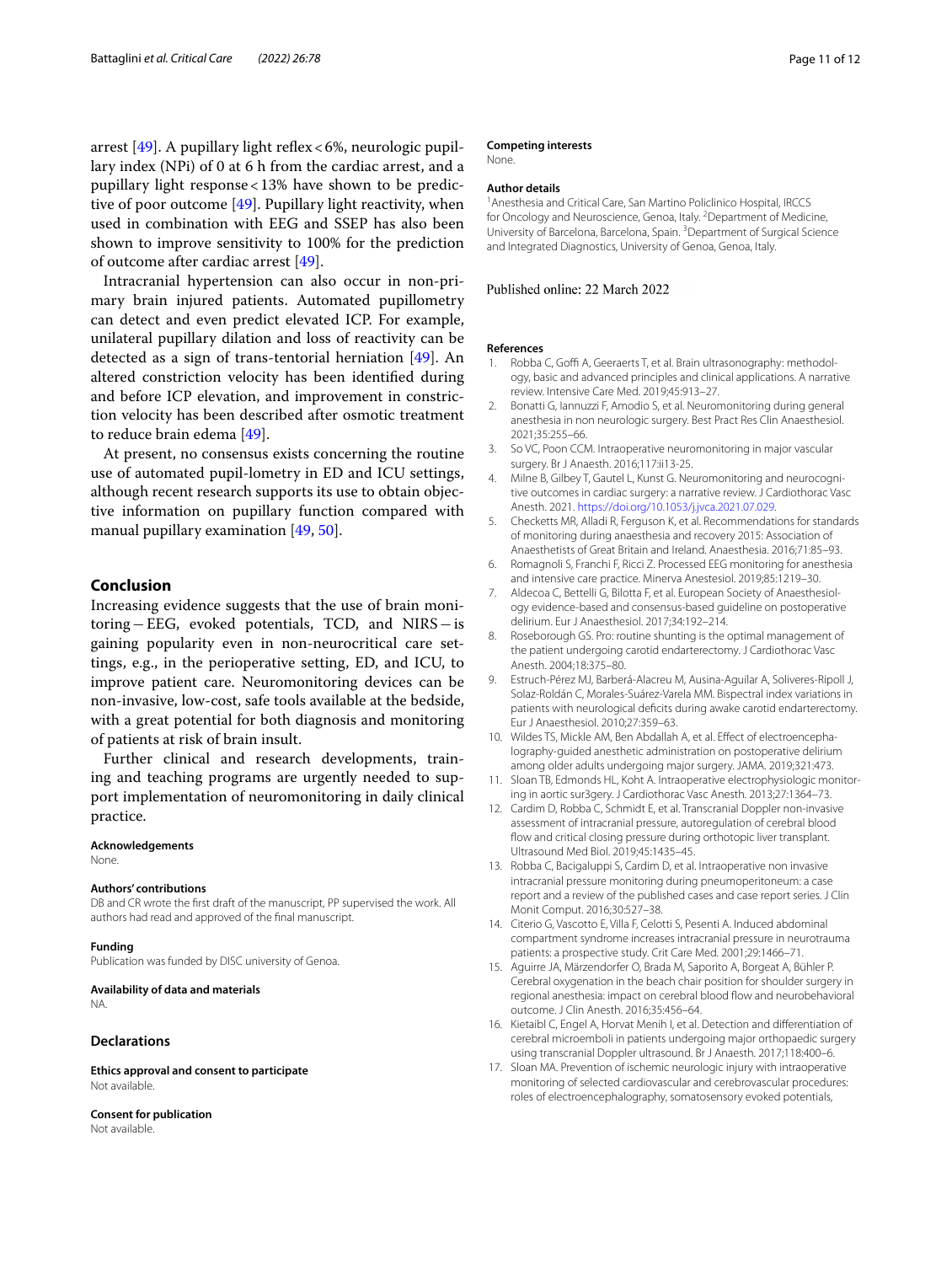arrest [49]. A pupillary light reflex < 6%, neurologic pupillary index (NPi) of 0 at 6 h from the cardiac arrest, and a pupillary light response < 13% have shown to be predictive of poor outcome [49]. Pupillary light reactivity, when used in combination with EEG and SSEP has also been shown to improve sensitivity to 100% for the prediction of outcome after cardiac arrest [49].

Intracranial hypertension can also occur in non-primary brain injured patients. Automated pupillometry can detect and even predict elevated ICP. For example, unilateral pupillary dilation and loss of reactivity can be detected as a sign of trans-tentorial herniation [49]. An altered constriction velocity has been identified during and before ICP elevation, and improvement in constriction velocity has been described after osmotic treatment to reduce brain edema [49].

At present, no consensus exists concerning the routine use of automated pupil-lometry in ED and ICU settings, although recent research supports its use to obtain objective information on pupillary function compared with manual pupillary examination [49, 50].

## Conclusion

Increasing evidence suggests that the use of brain monitoring – EEG, evoked potentials, TCD, and NIRS – is gaining popularity even in non-neurocritical care settings, e.g., in the perioperative setting, ED, and ICU, to improve patient care. Neuromonitoring devices can be non-invasive, low-cost, safe tools available at the bedside, with a great potential for both diagnosis and monitoring of patients at risk of brain insult.

Further clinical and research developments, training and teaching programs are urgently needed to support implementation of neuromonitoring in daily clinical practice.

#### Acknowledgements
None.

#### Authors' contributions
DB and CR wrote the first draft of the manuscript, PP supervised the work. All authors had read and approved of the final manuscript.

#### Funding
Publication was funded by DISC university of Genoa.

#### Availability of data and materials
NA.

## Declarations

#### Ethics approval and consent to participate
Not available.

#### Consent for publication
Not available.

#### Competing interests
None.

#### Author details
[1] Anesthesia and Critical Care, San Martino Policlinico Hospital, IRCCS for Oncology and Neuroscience, Genoa, Italy. [2] Department of Medicine, University of Barcelona, Barcelona, Spain. [3] Department of Surgical Science and Integrated Diagnostics, University of Genoa, Genoa, Italy.

Published online: 22 March 2022

#### References

1. Robba C, Goffi A, Geeraerts T, et al. Brain ultrasonography: methodology, basic and advanced principles and clinical applications. A narrative review. Intensive Care Med. 2019;45:913–27.
2. Bonatti G, Iannuzzi F, Amodio S, et al. Neuromonitoring during general anesthesia in non neurologic surgery. Best Pract Res Clin Anaesthesiol. 2021;35:255–66.
3. So VC, Poon CCM. Intraoperative neuromonitoring in major vascular surgery. Br J Anaesth. 2016;117:ii13-25.
4. Milne B, Gilbey T, Gautel L, Kunst G. Neuromonitoring and neurocognitive outcomes in cardiac surgery: a narrative review. J Cardiothorac Vasc Anesth. 2021. https://doi.org/10.1053/j.jvca.2021.07.029.
5. Checketts MR, Alladi R, Ferguson K, et al. Recommendations for standards of monitoring during anaesthesia and recovery 2015: Association of Anaesthetists of Great Britain and Ireland. Anaesthesia. 2016;71:85–93.
6. Romagnoli S, Franchi F, Ricci Z. Processed EEG monitoring for anesthesia and intensive care practice. Minerva Anestesiol. 2019;85:1219–30.
7. Aldecoa C, Bettelli G, Bilotta F, et al. European Society of Anaesthesiology evidence-based and consensus-based guideline on postoperative delirium. Eur J Anaesthesiol. 2017;34:192–214.
8. Roseborough GS. Pro: routine shunting is the optimal management of the patient undergoing carotid endarterectomy. J Cardiothorac Vasc Anesth. 2004;18:375–80.
9. Estruch-Pérez MJ, Barberá-Alacreu M, Ausina-Aguilar A, Soliveres-Ripoll J, Solaz-Roldán C, Morales-Suárez-Varela MM. Bispectral index variations in patients with neurological deficits during awake carotid endarterectomy. Eur J Anaesthesiol. 2010;27:359–63.
10. Wildes TS, Mickle AM, Ben Abdallah A, et al. Effect of electroencephalography-guided anesthetic administration on postoperative delirium among older adults undergoing major surgery. JAMA. 2019;321:473.
11. Sloan TB, Edmonds HL, Koht A. Intraoperative electrophysiologic monitoring in aortic sur3gery. J Cardiothorac Vasc Anesth. 2013;27:1364–73.
12. Cardim D, Robba C, Schmidt E, et al. Transcranial Doppler non-invasive assessment of intracranial pressure, autoregulation of cerebral blood flow and critical closing pressure during orthotopic liver transplant. Ultrasound Med Biol. 2019;45:1435–45.
13. Robba C, Bacigaluppi S, Cardim D, et al. Intraoperative non invasive intracranial pressure monitoring during pneumoperitoneum: a case report and a review of the published cases and case report series. J Clin Monit Comput. 2016;30:527–38.
14. Citerio G, Vascotto E, Villa F, Celotti S, Pesenti A. Induced abdominal compartment syndrome increases intracranial pressure in neurotrauma patients: a prospective study. Crit Care Med. 2001;29:1466–71.
15. Aguirre JA, Märzendorfer O, Brada M, Saporito A, Borgeat A, Bühler P. Cerebral oxygenation in the beach chair position for shoulder surgery in regional anesthesia: impact on cerebral blood flow and neurobehavioral outcome. J Clin Anesth. 2016;35:456–64.
16. Kietaibl C, Engel A, Horvat Menih I, et al. Detection and differentiation of cerebral microemboli in patients undergoing major orthopaedic surgery using transcranial Doppler ultrasound. Br J Anaesth. 2017;118:400–6.
17. Sloan MA. Prevention of ischemic neurologic injury with intraoperative monitoring of selected cardiovascular and cerebrovascular procedures: roles of electroencephalography, somatosensory evoked potentials,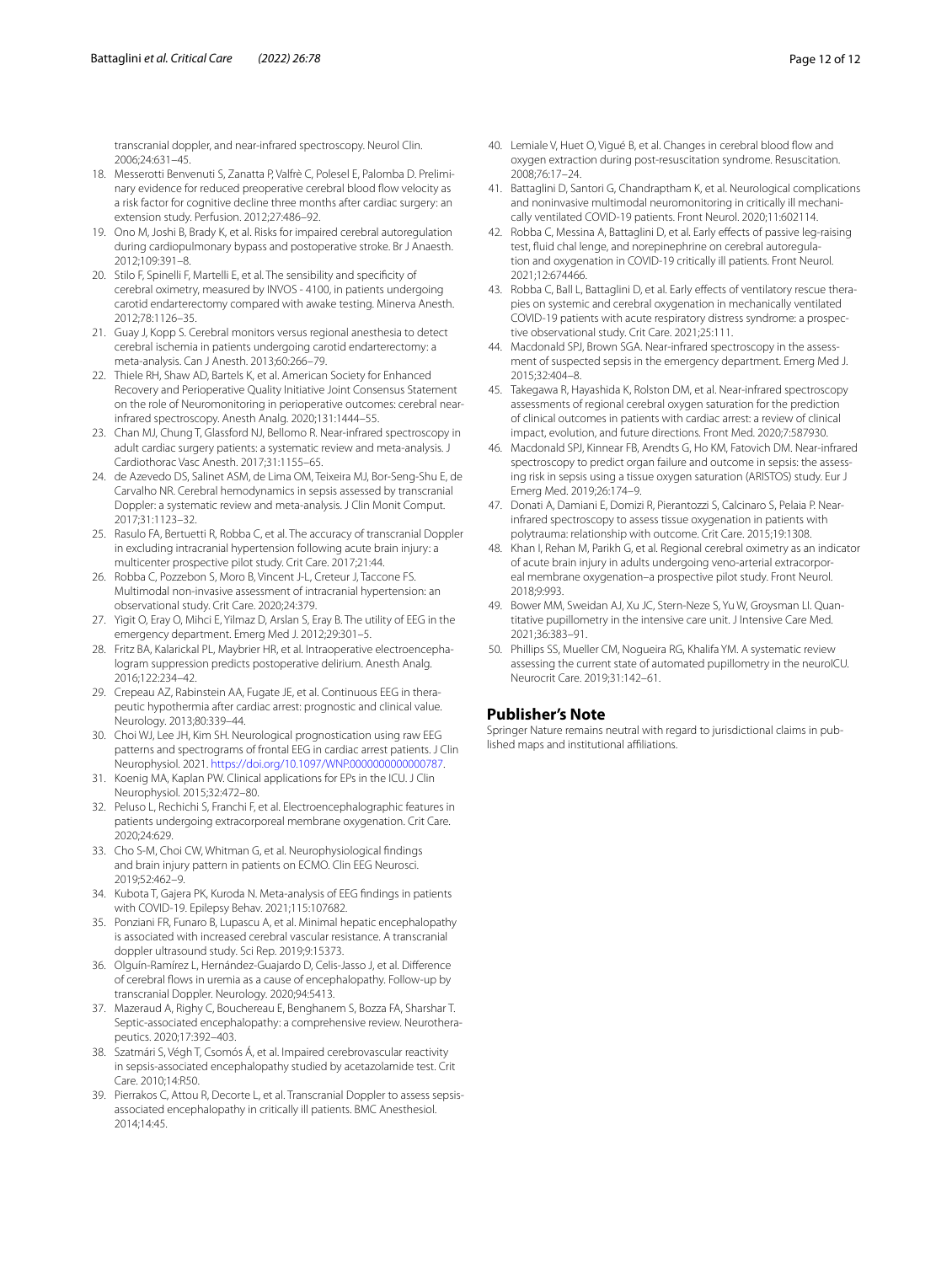transcranial doppler, and near-infrared spectroscopy. Neurol Clin. 2006;24:631–45.

18. Messerotti Benvenuti S, Zanatta P, Valfrè C, Polesel E, Palomba D. Preliminary evidence for reduced preoperative cerebral blood flow velocity as a risk factor for cognitive decline three months after cardiac surgery: an extension study. Perfusion. 2012;27:486–92.
19. Ono M, Joshi B, Brady K, et al. Risks for impaired cerebral autoregulation during cardiopulmonary bypass and postoperative stroke. Br J Anaesth. 2012;109:391–8.
20. Stilo F, Spinelli F, Martelli E, et al. The sensibility and specificity of cerebral oximetry, measured by INVOS - 4100, in patients undergoing carotid endarterectomy compared with awake testing. Minerva Anesth. 2012;78:1126–35.
21. Guay J, Kopp S. Cerebral monitors versus regional anesthesia to detect cerebral ischemia in patients undergoing carotid endarterectomy: a meta-analysis. Can J Anesth. 2013;60:266–79.
22. Thiele RH, Shaw AD, Bartels K, et al. American Society for Enhanced Recovery and Perioperative Quality Initiative Joint Consensus Statement on the role of Neuromonitoring in perioperative outcomes: cerebral near-infrared spectroscopy. Anesth Analg. 2020;131:1444–55.
23. Chan MJ, Chung T, Glassford NJ, Bellomo R. Near-infrared spectroscopy in adult cardiac surgery patients: a systematic review and meta-analysis. J Cardiothorac Vasc Anesth. 2017;31:1155–65.
24. de Azevedo DS, Salinet ASM, de Lima OM, Teixeira MJ, Bor-Seng-Shu E, de Carvalho NR. Cerebral hemodynamics in sepsis assessed by transcranial Doppler: a systematic review and meta-analysis. J Clin Monit Comput. 2017;31:1123–32.
25. Rasulo FA, Bertuetti R, Robba C, et al. The accuracy of transcranial Doppler in excluding intracranial hypertension following acute brain injury: a multicenter prospective pilot study. Crit Care. 2017;21:44.
26. Robba C, Pozzebon S, Moro B, Vincent J-L, Creteur J, Taccone FS. Multimodal non-invasive assessment of intracranial hypertension: an observational study. Crit Care. 2020;24:379.
27. Yigit O, Eray O, Mihci E, Yilmaz D, Arslan S, Eray B. The utility of EEG in the emergency department. Emerg Med J. 2012;29:301–5.
28. Fritz BA, Kalarickal PL, Maybrier HR, et al. Intraoperative electroencephalogram suppression predicts postoperative delirium. Anesth Analg. 2016;122:234–42.
29. Crepeau AZ, Rabinstein AA, Fugate JE, et al. Continuous EEG in therapeutic hypothermia after cardiac arrest: prognostic and clinical value. Neurology. 2013;80:339–44.
30. Choi WJ, Lee JH, Kim SH. Neurological prognostication using raw EEG patterns and spectrograms of frontal EEG in cardiac arrest patients. J Clin Neurophysiol. 2021. https://doi.org/10.1097/WNP.0000000000000787.
31. Koenig MA, Kaplan PW. Clinical applications for EPs in the ICU. J Clin Neurophysiol. 2015;32:472–80.
32. Peluso L, Rechichi S, Franchi F, et al. Electroencephalographic features in patients undergoing extracorporeal membrane oxygenation. Crit Care. 2020;24:629.
33. Cho S-M, Choi CW, Whitman G, et al. Neurophysiological findings and brain injury pattern in patients on ECMO. Clin EEG Neurosci. 2019;52:462–9.
34. Kubota T, Gajera PK, Kuroda N. Meta-analysis of EEG findings in patients with COVID-19. Epilepsy Behav. 2021;115:107682.
35. Ponziani FR, Funaro B, Lupascu A, et al. Minimal hepatic encephalopathy is associated with increased cerebral vascular resistance. A transcranial doppler ultrasound study. Sci Rep. 2019;9:15373.
36. Olguín-Ramírez L, Hernández-Guajardo D, Celis-Jasso J, et al. Difference of cerebral flows in uremia as a cause of encephalopathy. Follow-up by transcranial Doppler. Neurology. 2020;94:5413.
37. Mazeraud A, Righy C, Bouchereau E, Benghanem S, Bozza FA, Sharshar T. Septic-associated encephalopathy: a comprehensive review. Neurotherapeutics. 2020;17:392–403.
38. Szatmári S, Végh T, Csomós Á, et al. Impaired cerebrovascular reactivity in sepsis-associated encephalopathy studied by acetazolamide test. Crit Care. 2010;14:R50.
39. Pierrakos C, Attou R, Decorte L, et al. Transcranial Doppler to assess sepsis-associated encephalopathy in critically ill patients. BMC Anesthesiol. 2014;14:45.
40. Lemiale V, Huet O, Vigué B, et al. Changes in cerebral blood flow and oxygen extraction during post-resuscitation syndrome. Resuscitation. 2008;76:17–24.
41. Battaglini D, Santori G, Chandraptham K, et al. Neurological complications and noninvasive multimodal neuromonitoring in critically ill mechanically ventilated COVID-19 patients. Front Neurol. 2020;11:602114.
42. Robba C, Messina A, Battaglini D, et al. Early effects of passive leg-raising test, fluid chal lenge, and norepinephrine on cerebral autoregulation and oxygenation in COVID-19 critically ill patients. Front Neurol. 2021;12:674466.
43. Robba C, Ball L, Battaglini D, et al. Early effects of ventilatory rescue therapies on systemic and cerebral oxygenation in mechanically ventilated COVID-19 patients with acute respiratory distress syndrome: a prospective observational study. Crit Care. 2021;25:111.
44. Macdonald SPJ, Brown SGA. Near-infrared spectroscopy in the assessment of suspected sepsis in the emergency department. Emerg Med J. 2015;32:404–8.
45. Takegawa R, Hayashida K, Rolston DM, et al. Near-infrared spectroscopy assessments of regional cerebral oxygen saturation for the prediction of clinical outcomes in patients with cardiac arrest: a review of clinical impact, evolution, and future directions. Front Med. 2020;7:587930.
46. Macdonald SPJ, Kinnear FB, Arendts G, Ho KM, Fatovich DM. Near-infrared spectroscopy to predict organ failure and outcome in sepsis: the assessing risk in sepsis using a tissue oxygen saturation (ARISTOS) study. Eur J Emerg Med. 2019;26:174–9.
47. Donati A, Damiani E, Domizi R, Pierantozzi S, Calcinaro S, Pelaia P. Near-infrared spectroscopy to assess tissue oxygenation in patients with polytrauma: relationship with outcome. Crit Care. 2015;19:1308.
48. Khan I, Rehan M, Parikh G, et al. Regional cerebral oximetry as an indicator of acute brain injury in adults undergoing veno-arterial extracorporeal membrane oxygenation–a prospective pilot study. Front Neurol. 2018;9:993.
49. Bower MM, Sweidan AJ, Xu JC, Stern-Neze S, Yu W, Groysman LI. Quantitative pupillometry in the intensive care unit. J Intensive Care Med. 2021;36:383–91.
50. Phillips SS, Mueller CM, Nogueira RG, Khalifa YM. A systematic review assessing the current state of automated pupillometry in the neuroICU. Neurocrit Care. 2019;31:142–61.

## Publisher's Note

Springer Nature remains neutral with regard to jurisdictional claims in published maps and institutional affiliations.